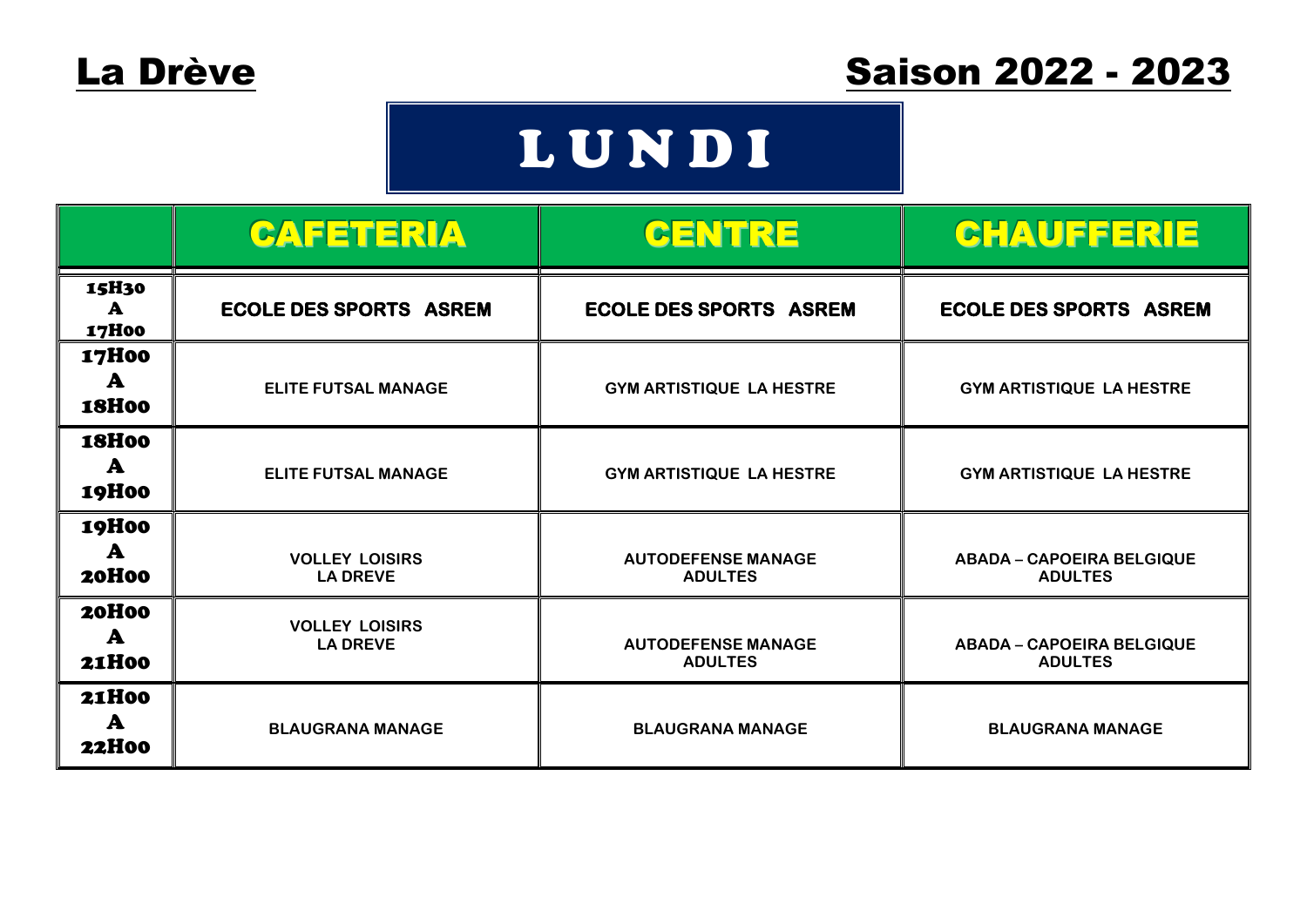# La Drève

# Saison 2022 - 2023

## LUNDI

| | CAFETERIA | CENTRE | CHAUFFERIE |
|---|---|---|---|
| 15H30 A 17H00 | ECOLE DES SPORTS ASREM | ECOLE DES SPORTS ASREM | ECOLE DES SPORTS ASREM |
| 17H00 A 18H00 | ELITE FUTSAL MANAGE | GYM ARTISTIQUE LA HESTRE | GYM ARTISTIQUE LA HESTRE |
| 18H00 A 19H00 | ELITE FUTSAL MANAGE | GYM ARTISTIQUE LA HESTRE | GYM ARTISTIQUE LA HESTRE |
| 19H00 A 20H00 | VOLLEY LOISIRS LA DREVE | AUTODEFENSE MANAGE ADULTES | ABADA – CAPOEIRA BELGIQUE ADULTES |
| 20H00 A 21H00 | VOLLEY LOISIRS LA DREVE | AUTODEFENSE MANAGE ADULTES | ABADA – CAPOEIRA BELGIQUE ADULTES |
| 21H00 A 22H00 | BLAUGRANA MANAGE | BLAUGRANA MANAGE | BLAUGRANA MANAGE |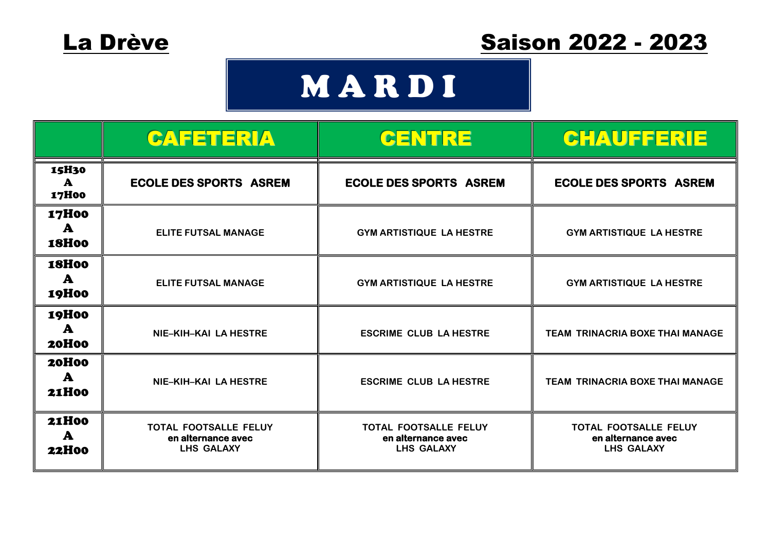**La Drève** **Saison 2022 - 2023**

# MARDI

| | CAFETERIA | CENTRE | CHAUFFERIE |
|---|---|---|---|
| 15H30 A 17H00 | **ECOLE DES SPORTS ASREM** | **ECOLE DES SPORTS ASREM** | **ECOLE DES SPORTS ASREM** |
| 17H00 A 18H00 | ELITE FUTSAL MANAGE | GYM ARTISTIQUE LA HESTRE | GYM ARTISTIQUE LA HESTRE |
| 18H00 A 19H00 | ELITE FUTSAL MANAGE | GYM ARTISTIQUE LA HESTRE | GYM ARTISTIQUE LA HESTRE |
| 19H00 A 20H00 | NIE–KIH–KAI LA HESTRE | ESCRIME CLUB LA HESTRE | TEAM TRINACRIA BOXE THAI MANAGE |
| 20H00 A 21H00 | NIE–KIH–KAI LA HESTRE | ESCRIME CLUB LA HESTRE | TEAM TRINACRIA BOXE THAI MANAGE |
| 21H00 A 22H00 | TOTAL FOOTSALLE FELUY en alternance avec LHS GALAXY | TOTAL FOOTSALLE FELUY en alternance avec LHS GALAXY | TOTAL FOOTSALLE FELUY en alternance avec LHS GALAXY |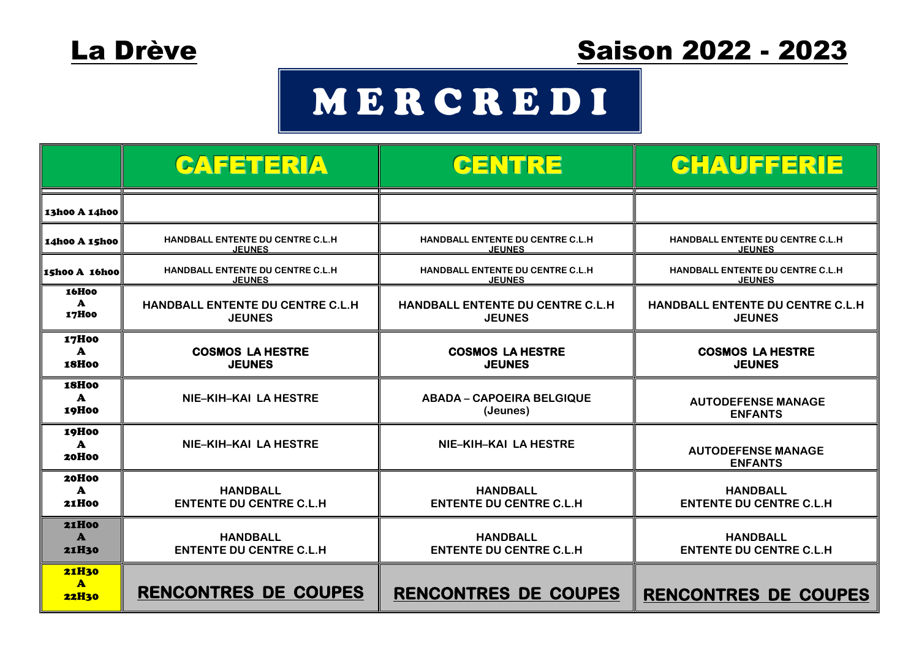**La Drève** | **Saison 2022 - 2023**

# MERCREDI

| | CAFETERIA | CENTRE | CHAUFFERIE |
|---|---|---|---|
| 13h00 A 14h00 | | | |
| 14h00 A 15h00 | HANDBALL ENTENTE DU CENTRE C.L.H JEUNES | HANDBALL ENTENTE DU CENTRE C.L.H JEUNES | HANDBALL ENTENTE DU CENTRE C.L.H JEUNES |
| 15h00 A 16h00 | HANDBALL ENTENTE DU CENTRE C.L.H JEUNES | HANDBALL ENTENTE DU CENTRE C.L.H JEUNES | HANDBALL ENTENTE DU CENTRE C.L.H JEUNES |
| 16H00 A 17H00 | HANDBALL ENTENTE DU CENTRE C.L.H JEUNES | HANDBALL ENTENTE DU CENTRE C.L.H JEUNES | HANDBALL ENTENTE DU CENTRE C.L.H JEUNES |
| 17H00 A 18H00 | **COSMOS LA HESTRE JEUNES** | **COSMOS LA HESTRE JEUNES** | **COSMOS LA HESTRE JEUNES** |
| 18H00 A 19H00 | NIE–KIH–KAI LA HESTRE | ABADA – CAPOEIRA BELGIQUE (Jeunes) | AUTODEFENSE MANAGE ENFANTS |
| 19H00 A 20H00 | NIE–KIH–KAI LA HESTRE | NIE–KIH–KAI LA HESTRE | AUTODEFENSE MANAGE ENFANTS |
| 20H00 A 21H00 | HANDBALL ENTENTE DU CENTRE C.L.H | HANDBALL ENTENTE DU CENTRE C.L.H | HANDBALL ENTENTE DU CENTRE C.L.H |
| 21H00 A 21H30 | HANDBALL ENTENTE DU CENTRE C.L.H | HANDBALL ENTENTE DU CENTRE C.L.H | HANDBALL ENTENTE DU CENTRE C.L.H |
| 21H30 A 22H30 | **RENCONTRES DE COUPES** | **RENCONTRES DE COUPES** | **RENCONTRES DE COUPES** |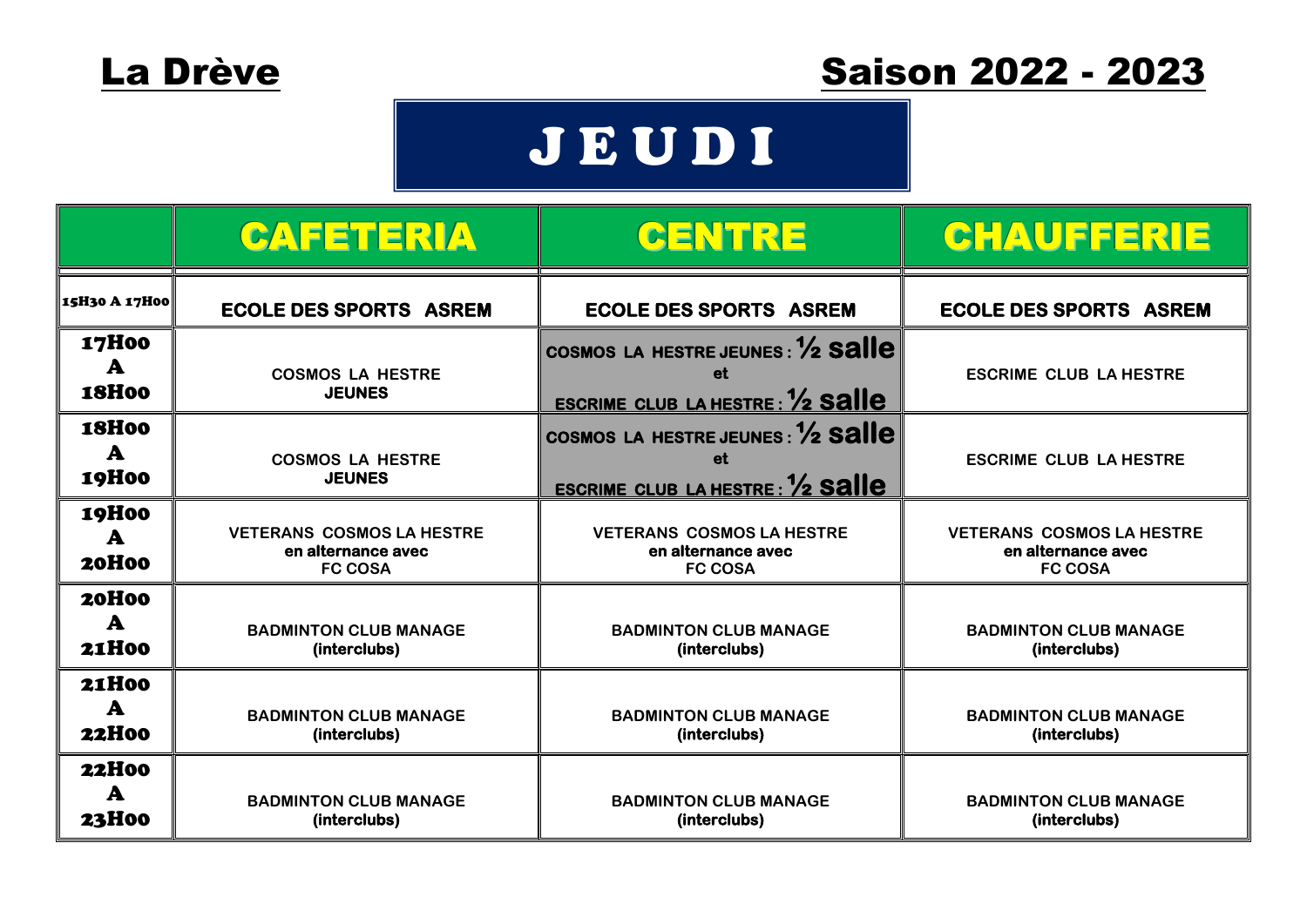**La Drève** | **Saison 2022 - 2023**

# JEUDI

| | CAFETERIA | CENTRE | CHAUFFERIE |
|---|---|---|---|
| 15H30 A 17H00 | ECOLE DES SPORTS ASREM | ECOLE DES SPORTS ASREM | ECOLE DES SPORTS ASREM |
| 17H00 A 18H00 | COSMOS LA HESTRE JEUNES | COSMOS LA HESTRE JEUNES : ½ salle et ESCRIME CLUB LA HESTRE : ½ salle | ESCRIME CLUB LA HESTRE |
| 18H00 A 19H00 | COSMOS LA HESTRE JEUNES | COSMOS LA HESTRE JEUNES : ½ salle et ESCRIME CLUB LA HESTRE : ½ salle | ESCRIME CLUB LA HESTRE |
| 19H00 A 20H00 | VETERANS COSMOS LA HESTRE en alternance avec FC COSA | VETERANS COSMOS LA HESTRE en alternance avec FC COSA | VETERANS COSMOS LA HESTRE en alternance avec FC COSA |
| 20H00 A 21H00 | BADMINTON CLUB MANAGE (interclubs) | BADMINTON CLUB MANAGE (interclubs) | BADMINTON CLUB MANAGE (interclubs) |
| 21H00 A 22H00 | BADMINTON CLUB MANAGE (interclubs) | BADMINTON CLUB MANAGE (interclubs) | BADMINTON CLUB MANAGE (interclubs) |
| 22H00 A 23H00 | BADMINTON CLUB MANAGE (interclubs) | BADMINTON CLUB MANAGE (interclubs) | BADMINTON CLUB MANAGE (interclubs) |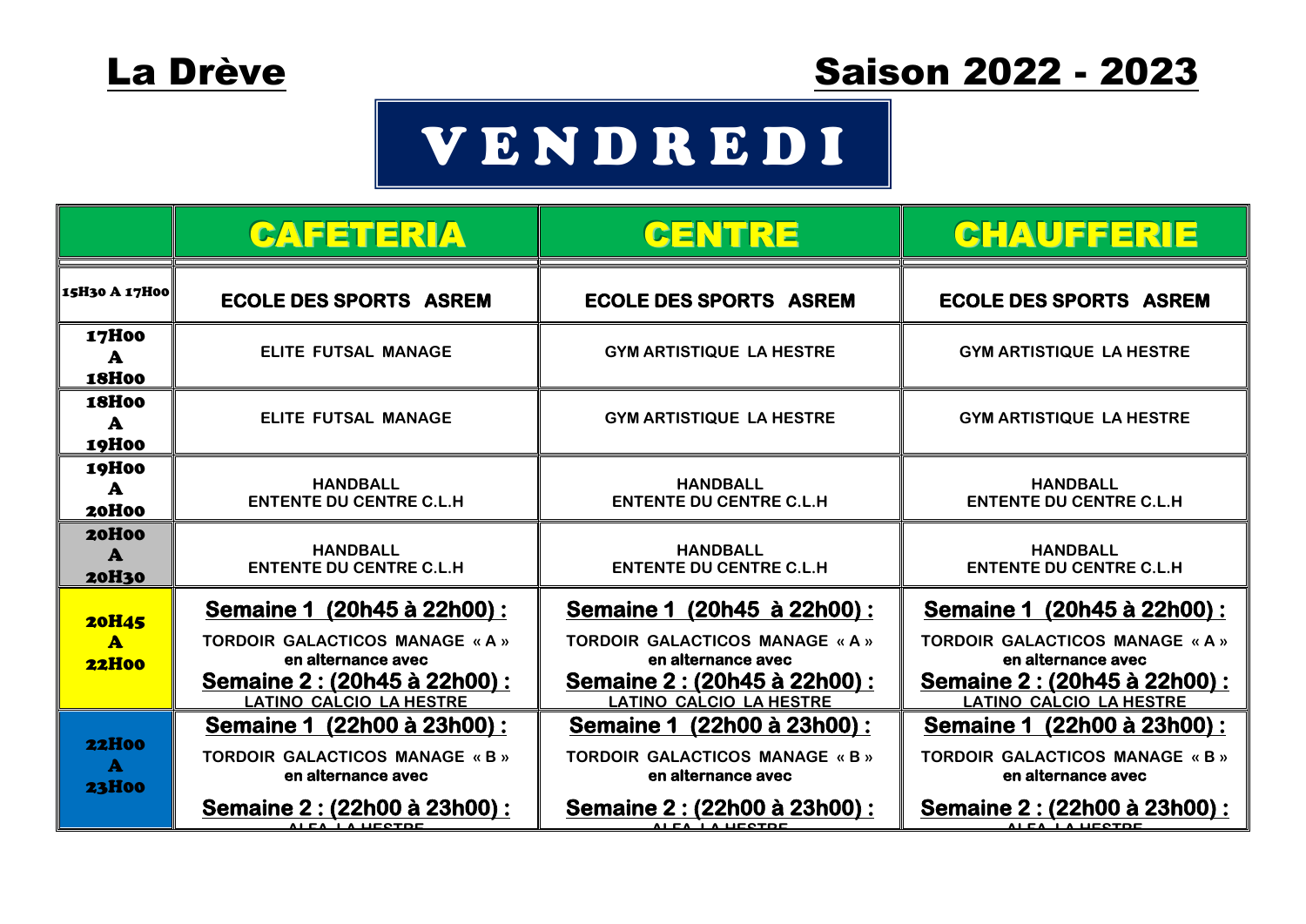La Drève

Saison 2022 - 2023

# VENDREDI

| | CAFETERIA | CENTRE | CHAUFFERIE |
|---|---|---|---|
| 15H30 A 17H00 | ECOLE DES SPORTS ASREM | ECOLE DES SPORTS ASREM | ECOLE DES SPORTS ASREM |
| 17H00 A 18H00 | ELITE FUTSAL MANAGE | GYM ARTISTIQUE LA HESTRE | GYM ARTISTIQUE LA HESTRE |
| 18H00 A 19H00 | ELITE FUTSAL MANAGE | GYM ARTISTIQUE LA HESTRE | GYM ARTISTIQUE LA HESTRE |
| 19H00 A 20H00 | HANDBALL ENTENTE DU CENTRE C.L.H | HANDBALL ENTENTE DU CENTRE C.L.H | HANDBALL ENTENTE DU CENTRE C.L.H |
| 20H00 A 20H30 | HANDBALL ENTENTE DU CENTRE C.L.H | HANDBALL ENTENTE DU CENTRE C.L.H | HANDBALL ENTENTE DU CENTRE C.L.H |
| 20H45 A 22H00 | **Semaine 1 (20h45 à 22h00) :** TORDOIR GALACTICOS MANAGE « A » en alternance avec **Semaine 2 : (20h45 à 22h00) :** LATINO CALCIO LA HESTRE | **Semaine 1 (20h45 à 22h00) :** TORDOIR GALACTICOS MANAGE « A » en alternance avec **Semaine 2 : (20h45 à 22h00) :** LATINO CALCIO LA HESTRE | **Semaine 1 (20h45 à 22h00) :** TORDOIR GALACTICOS MANAGE « A » en alternance avec **Semaine 2 : (20h45 à 22h00) :** LATINO CALCIO LA HESTRE |
| 22H00 A 23H00 | **Semaine 1 (22h00 à 23h00) :** TORDOIR GALACTICOS MANAGE « B » en alternance avec **Semaine 2 : (22h00 à 23h00) :** ALFA LA HESTRE | **Semaine 1 (22h00 à 23h00) :** TORDOIR GALACTICOS MANAGE « B » en alternance avec **Semaine 2 : (22h00 à 23h00) :** ALFA LA HESTRE | **Semaine 1 (22h00 à 23h00) :** TORDOIR GALACTICOS MANAGE « B » en alternance avec **Semaine 2 : (22h00 à 23h00) :** ALFA LA HESTRE |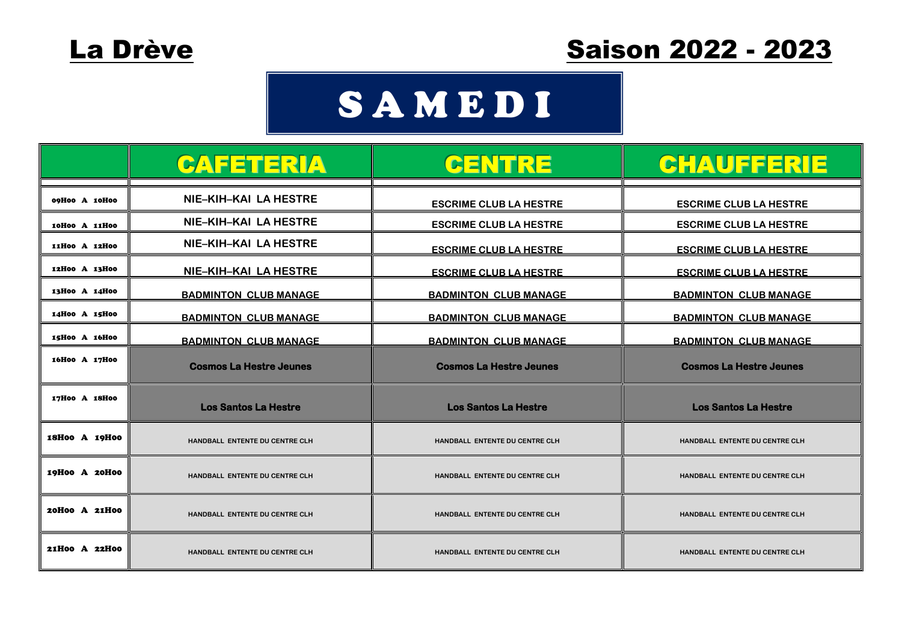# La Drève

# Saison 2022 - 2023

## SAMEDI

| | CAFETERIA | CENTRE | CHAUFFERIE |
|---|---|---|---|
| 09H00 A 10H00 | NIE–KIH–KAI LA HESTRE | ESCRIME CLUB LA HESTRE | ESCRIME CLUB LA HESTRE |
| 10H00 A 11H00 | NIE–KIH–KAI LA HESTRE | ESCRIME CLUB LA HESTRE | ESCRIME CLUB LA HESTRE |
| 11H00 A 12H00 | NIE–KIH–KAI LA HESTRE | ESCRIME CLUB LA HESTRE | ESCRIME CLUB LA HESTRE |
| 12H00 A 13H00 | NIE–KIH–KAI LA HESTRE | ESCRIME CLUB LA HESTRE | ESCRIME CLUB LA HESTRE |
| 13H00 A 14H00 | BADMINTON CLUB MANAGE | BADMINTON CLUB MANAGE | BADMINTON CLUB MANAGE |
| 14H00 A 15H00 | BADMINTON CLUB MANAGE | BADMINTON CLUB MANAGE | BADMINTON CLUB MANAGE |
| 15H00 A 16H00 | BADMINTON CLUB MANAGE | BADMINTON CLUB MANAGE | BADMINTON CLUB MANAGE |
| 16H00 A 17H00 | Cosmos La Hestre Jeunes | Cosmos La Hestre Jeunes | Cosmos La Hestre Jeunes |
| 17H00 A 18H00 | Los Santos La Hestre | Los Santos La Hestre | Los Santos La Hestre |
| 18H00 A 19H00 | HANDBALL ENTENTE DU CENTRE CLH | HANDBALL ENTENTE DU CENTRE CLH | HANDBALL ENTENTE DU CENTRE CLH |
| 19H00 A 20H00 | HANDBALL ENTENTE DU CENTRE CLH | HANDBALL ENTENTE DU CENTRE CLH | HANDBALL ENTENTE DU CENTRE CLH |
| 20H00 A 21H00 | HANDBALL ENTENTE DU CENTRE CLH | HANDBALL ENTENTE DU CENTRE CLH | HANDBALL ENTENTE DU CENTRE CLH |
| 21H00 A 22H00 | HANDBALL ENTENTE DU CENTRE CLH | HANDBALL ENTENTE DU CENTRE CLH | HANDBALL ENTENTE DU CENTRE CLH |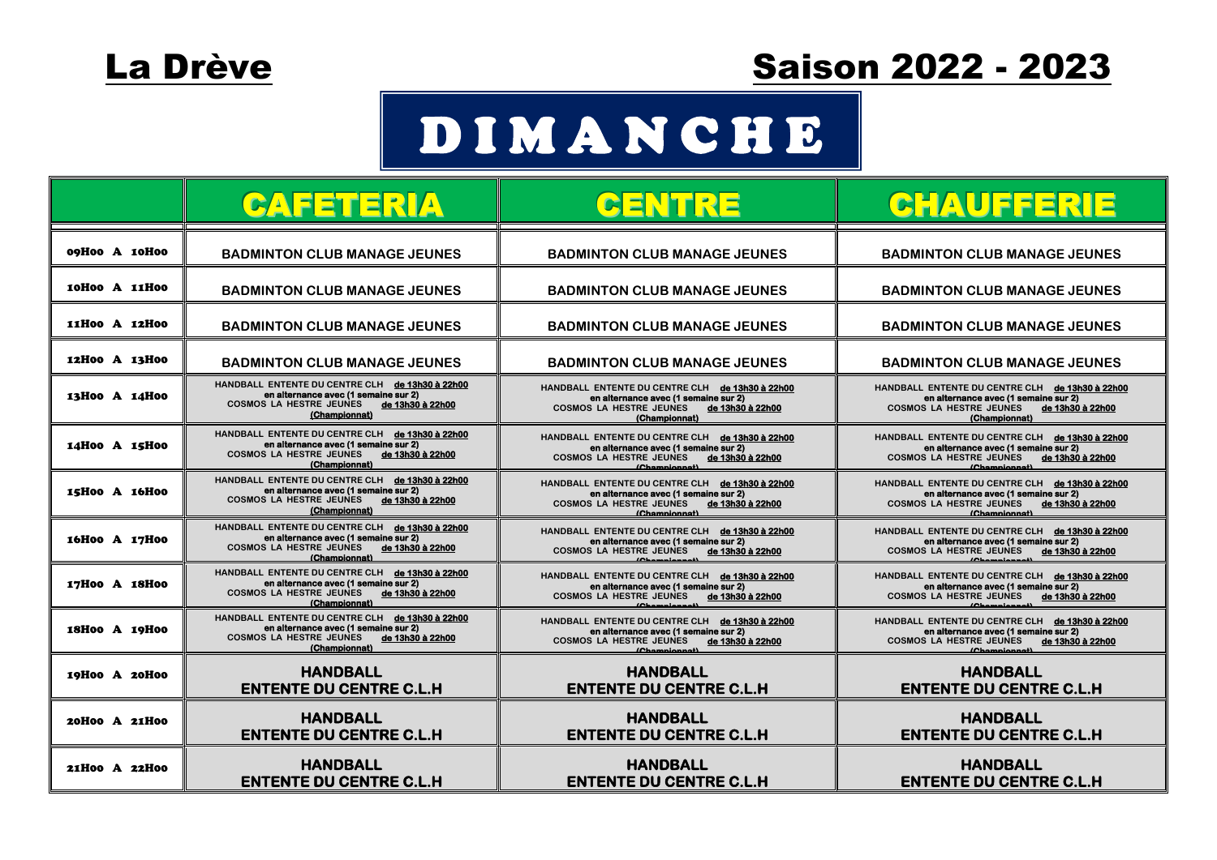# La Drève

# Saison 2022 - 2023

# DIMANCHE

| | CAFETERIA | CENTRE | CHAUFFERIE |
|---|---|---|---|
| 09H00 A 10H00 | BADMINTON CLUB MANAGE JEUNES | BADMINTON CLUB MANAGE JEUNES | BADMINTON CLUB MANAGE JEUNES |
| 10H00 A 11H00 | BADMINTON CLUB MANAGE JEUNES | BADMINTON CLUB MANAGE JEUNES | BADMINTON CLUB MANAGE JEUNES |
| 11H00 A 12H00 | BADMINTON CLUB MANAGE JEUNES | BADMINTON CLUB MANAGE JEUNES | BADMINTON CLUB MANAGE JEUNES |
| 12H00 A 13H00 | BADMINTON CLUB MANAGE JEUNES | BADMINTON CLUB MANAGE JEUNES | BADMINTON CLUB MANAGE JEUNES |
| 13H00 A 14H00 | HANDBALL ENTENTE DU CENTRE CLH de 13h30 à 22h00 en alternance avec (1 semaine sur 2) COSMOS LA HESTRE JEUNES de 13h30 à 22h00 (Championnat) | HANDBALL ENTENTE DU CENTRE CLH de 13h30 à 22h00 en alternance avec (1 semaine sur 2) COSMOS LA HESTRE JEUNES de 13h30 à 22h00 (Championnat) | HANDBALL ENTENTE DU CENTRE CLH de 13h30 à 22h00 en alternance avec (1 semaine sur 2) COSMOS LA HESTRE JEUNES de 13h30 à 22h00 (Championnat) |
| 14H00 A 15H00 | HANDBALL ENTENTE DU CENTRE CLH de 13h30 à 22h00 en alternance avec (1 semaine sur 2) COSMOS LA HESTRE JEUNES de 13h30 à 22h00 (Championnat) | HANDBALL ENTENTE DU CENTRE CLH de 13h30 à 22h00 en alternance avec (1 semaine sur 2) COSMOS LA HESTRE JEUNES de 13h30 à 22h00 (Championnat) | HANDBALL ENTENTE DU CENTRE CLH de 13h30 à 22h00 en alternance avec (1 semaine sur 2) COSMOS LA HESTRE JEUNES de 13h30 à 22h00 (Championnat) |
| 15H00 A 16H00 | HANDBALL ENTENTE DU CENTRE CLH de 13h30 à 22h00 en alternance avec (1 semaine sur 2) COSMOS LA HESTRE JEUNES de 13h30 à 22h00 (Championnat) | HANDBALL ENTENTE DU CENTRE CLH de 13h30 à 22h00 en alternance avec (1 semaine sur 2) COSMOS LA HESTRE JEUNES de 13h30 à 22h00 (Championnat) | HANDBALL ENTENTE DU CENTRE CLH de 13h30 à 22h00 en alternance avec (1 semaine sur 2) COSMOS LA HESTRE JEUNES de 13h30 à 22h00 (Championnat) |
| 16H00 A 17H00 | HANDBALL ENTENTE DU CENTRE CLH de 13h30 à 22h00 en alternance avec (1 semaine sur 2) COSMOS LA HESTRE JEUNES de 13h30 à 22h00 (Championnat) | HANDBALL ENTENTE DU CENTRE CLH de 13h30 à 22h00 en alternance avec (1 semaine sur 2) COSMOS LA HESTRE JEUNES de 13h30 à 22h00 (Championnat) | HANDBALL ENTENTE DU CENTRE CLH de 13h30 à 22h00 en alternance avec (1 semaine sur 2) COSMOS LA HESTRE JEUNES de 13h30 à 22h00 (Championnat) |
| 17H00 A 18H00 | HANDBALL ENTENTE DU CENTRE CLH de 13h30 à 22h00 en alternance avec (1 semaine sur 2) COSMOS LA HESTRE JEUNES de 13h30 à 22h00 (Championnat) | HANDBALL ENTENTE DU CENTRE CLH de 13h30 à 22h00 en alternance avec (1 semaine sur 2) COSMOS LA HESTRE JEUNES de 13h30 à 22h00 (Championnat) | HANDBALL ENTENTE DU CENTRE CLH de 13h30 à 22h00 en alternance avec (1 semaine sur 2) COSMOS LA HESTRE JEUNES de 13h30 à 22h00 (Championnat) |
| 18H00 A 19H00 | HANDBALL ENTENTE DU CENTRE CLH de 13h30 à 22h00 en alternance avec (1 semaine sur 2) COSMOS LA HESTRE JEUNES de 13h30 à 22h00 (Championnat) | HANDBALL ENTENTE DU CENTRE CLH de 13h30 à 22h00 en alternance avec (1 semaine sur 2) COSMOS LA HESTRE JEUNES de 13h30 à 22h00 (Championnat) | HANDBALL ENTENTE DU CENTRE CLH de 13h30 à 22h00 en alternance avec (1 semaine sur 2) COSMOS LA HESTRE JEUNES de 13h30 à 22h00 (Championnat) |
| 19H00 A 20H00 | HANDBALL ENTENTE DU CENTRE C.L.H | HANDBALL ENTENTE DU CENTRE C.L.H | HANDBALL ENTENTE DU CENTRE C.L.H |
| 20H00 A 21H00 | HANDBALL ENTENTE DU CENTRE C.L.H | HANDBALL ENTENTE DU CENTRE C.L.H | HANDBALL ENTENTE DU CENTRE C.L.H |
| 21H00 A 22H00 | HANDBALL ENTENTE DU CENTRE C.L.H | HANDBALL ENTENTE DU CENTRE C.L.H | HANDBALL ENTENTE DU CENTRE C.L.H |